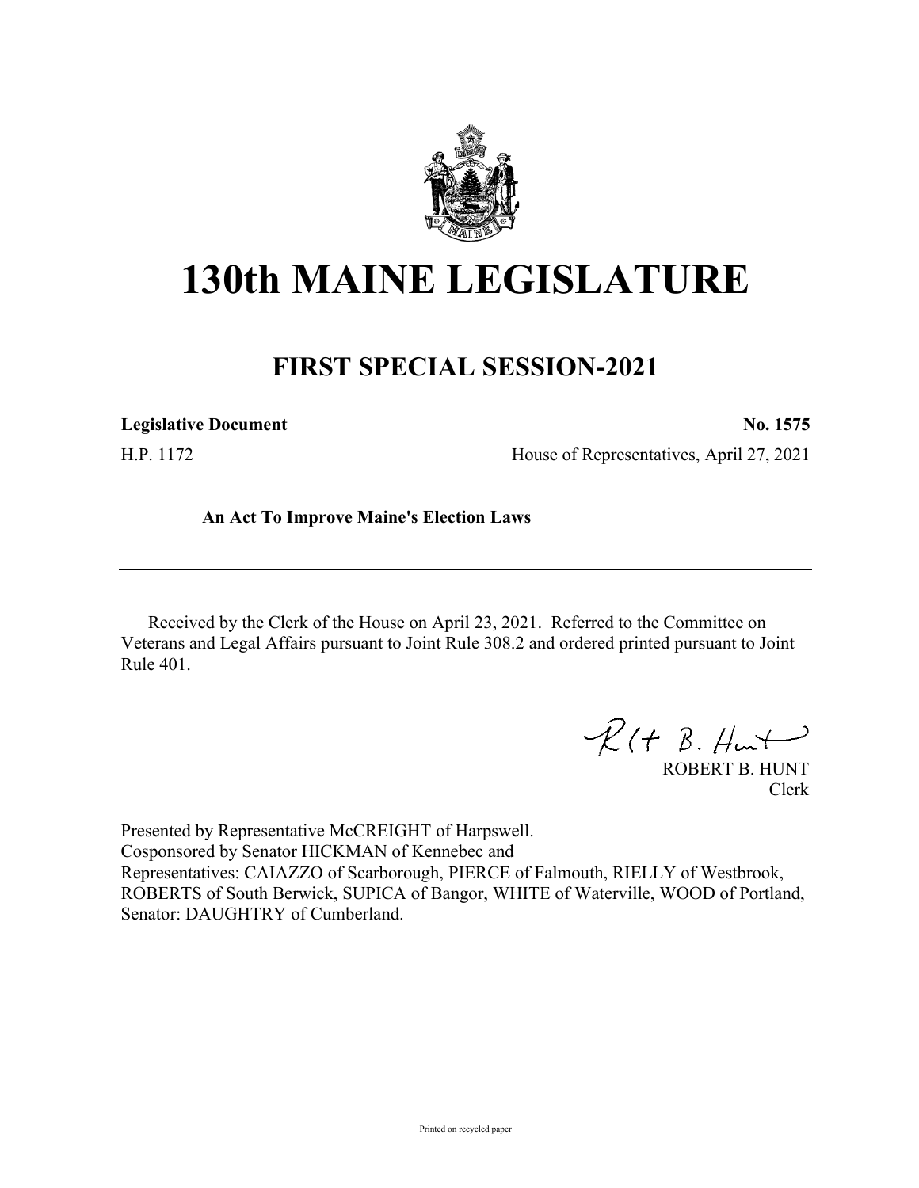# 130th MAINE LEGISLATURE

## FIRST SPECIAL SESSION-2021

| **Legislative Document** | **No. 1575** |
|---|---|
| H.P. 1172 | House of Representatives, April 27, 2021 |

**An Act To Improve Maine's Election Laws**

Received by the Clerk of the House on April 23, 2021. Referred to the Committee on Veterans and Legal Affairs pursuant to Joint Rule 308.2 and ordered printed pursuant to Joint Rule 401.

ROBERT B. HUNT
Clerk

Presented by Representative McCREIGHT of Harpswell.
Cosponsored by Senator HICKMAN of Kennebec and
Representatives: CAIAZZO of Scarborough, PIERCE of Falmouth, RIELLY of Westbrook, ROBERTS of South Berwick, SUPICA of Bangor, WHITE of Waterville, WOOD of Portland, Senator: DAUGHTRY of Cumberland.

Printed on recycled paper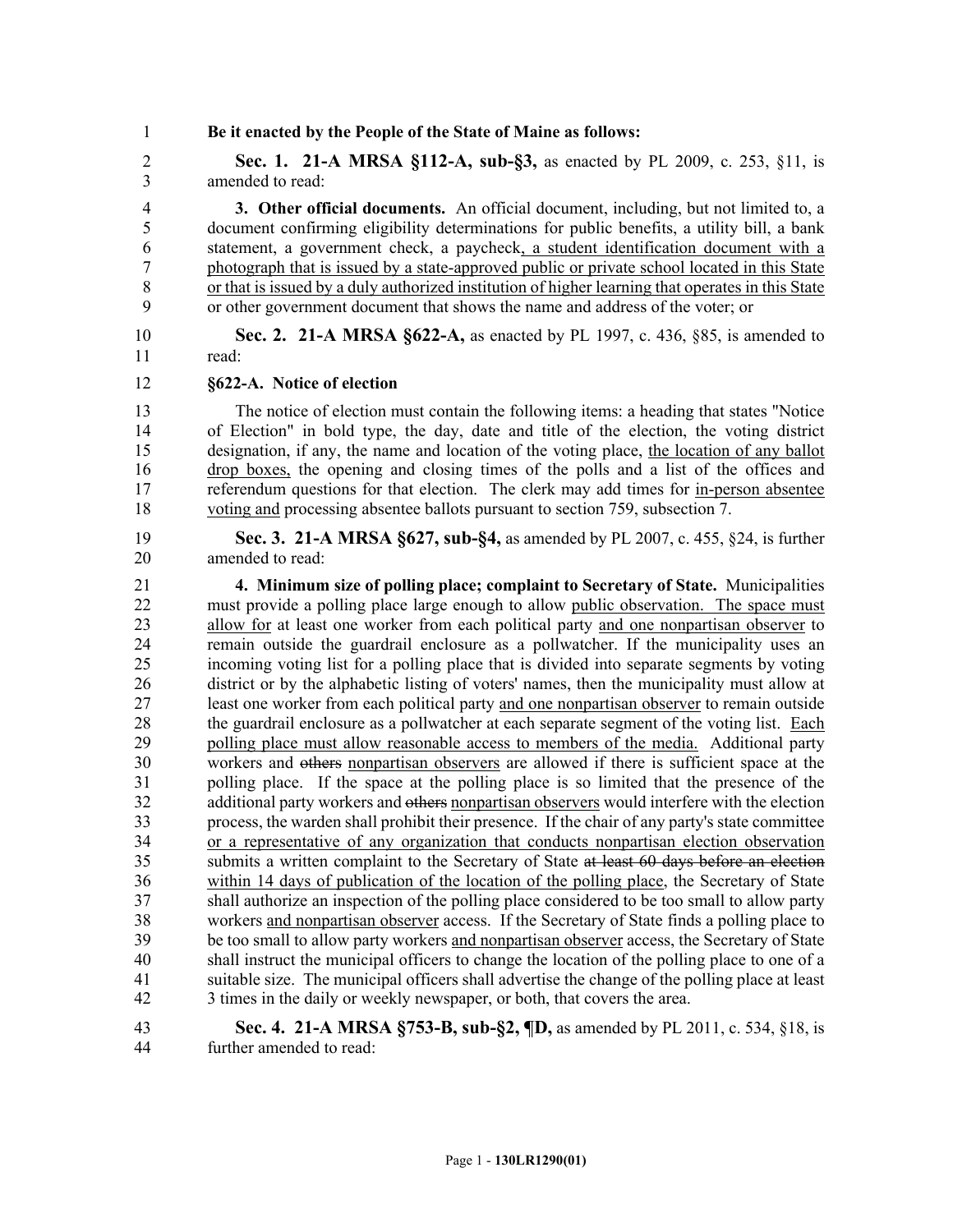**Be it enacted by the People of the State of Maine as follows:**

**Sec. 1. 21-A MRSA §112-A, sub-§3,** as enacted by PL 2009, c. 253, §11, is amended to read:

**3. Other official documents.** An official document, including, but not limited to, a document confirming eligibility determinations for public benefits, a utility bill, a bank statement, a government check, a paycheck, a student identification document with a photograph that is issued by a state-approved public or private school located in this State or that is issued by a duly authorized institution of higher learning that operates in this State or other government document that shows the name and address of the voter; or

**Sec. 2. 21-A MRSA §622-A,** as enacted by PL 1997, c. 436, §85, is amended to read:

**§622-A. Notice of election**

The notice of election must contain the following items: a heading that states "Notice of Election" in bold type, the day, date and title of the election, the voting district designation, if any, the name and location of the voting place, the location of any ballot drop boxes, the opening and closing times of the polls and a list of the offices and referendum questions for that election. The clerk may add times for in-person absentee voting and processing absentee ballots pursuant to section 759, subsection 7.

**Sec. 3. 21-A MRSA §627, sub-§4,** as amended by PL 2007, c. 455, §24, is further amended to read:

**4. Minimum size of polling place; complaint to Secretary of State.** Municipalities must provide a polling place large enough to allow public observation. The space must allow for at least one worker from each political party and one nonpartisan observer to remain outside the guardrail enclosure as a pollwatcher. If the municipality uses an incoming voting list for a polling place that is divided into separate segments by voting district or by the alphabetic listing of voters' names, then the municipality must allow at least one worker from each political party and one nonpartisan observer to remain outside the guardrail enclosure as a pollwatcher at each separate segment of the voting list. Each polling place must allow reasonable access to members of the media. Additional party workers and ~~others~~ nonpartisan observers are allowed if there is sufficient space at the polling place. If the space at the polling place is so limited that the presence of the additional party workers and ~~others~~ nonpartisan observers would interfere with the election process, the warden shall prohibit their presence. If the chair of any party's state committee or a representative of any organization that conducts nonpartisan election observation submits a written complaint to the Secretary of State ~~at least 60 days before an election~~ within 14 days of publication of the location of the polling place, the Secretary of State shall authorize an inspection of the polling place considered to be too small to allow party workers and nonpartisan observer access. If the Secretary of State finds a polling place to be too small to allow party workers and nonpartisan observer access, the Secretary of State shall instruct the municipal officers to change the location of the polling place to one of a suitable size. The municipal officers shall advertise the change of the polling place at least 3 times in the daily or weekly newspaper, or both, that covers the area.

**Sec. 4. 21-A MRSA §753-B, sub-§2, ¶D,** as amended by PL 2011, c. 534, §18, is further amended to read: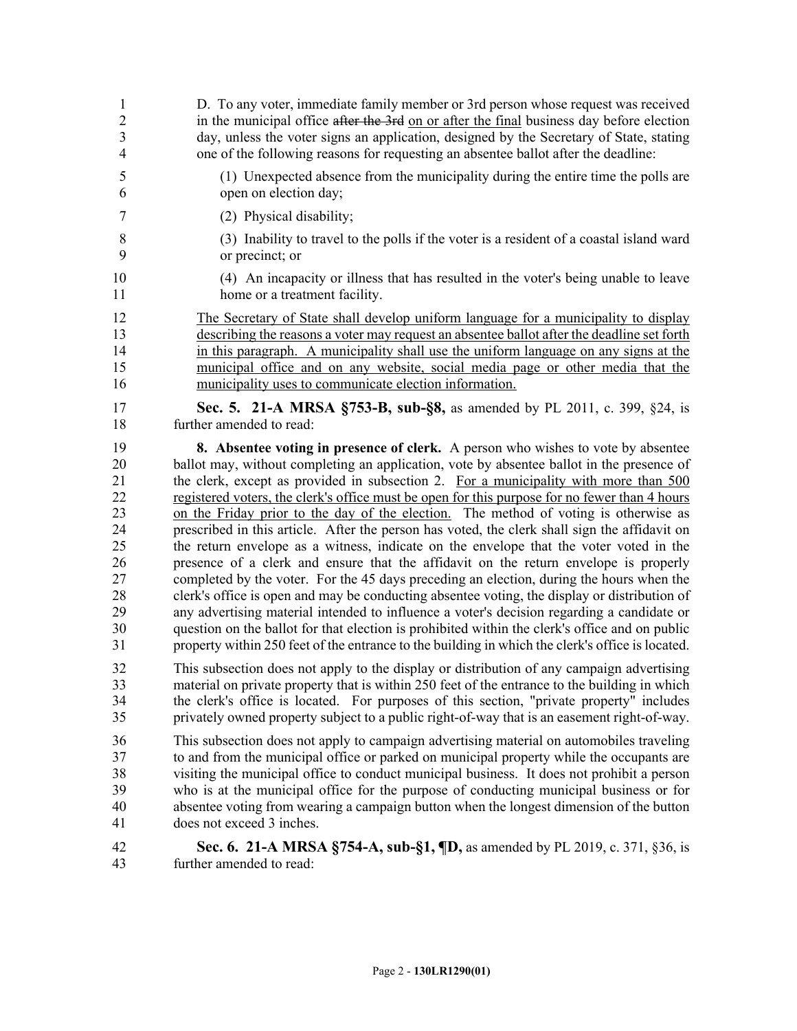D. To any voter, immediate family member or 3rd person whose request was received in the municipal office ~~after the 3rd~~ <u>on or after the final</u> business day before election day, unless the voter signs an application, designed by the Secretary of State, stating one of the following reasons for requesting an absentee ballot after the deadline:

(1) Unexpected absence from the municipality during the entire time the polls are open on election day;

(2) Physical disability;

(3) Inability to travel to the polls if the voter is a resident of a coastal island ward or precinct; or

(4) An incapacity or illness that has resulted in the voter's being unable to leave home or a treatment facility.

<u>The Secretary of State shall develop uniform language for a municipality to display describing the reasons a voter may request an absentee ballot after the deadline set forth in this paragraph. A municipality shall use the uniform language on any signs at the municipal office and on any website, social media page or other media that the municipality uses to communicate election information.</u>

**Sec. 5. 21-A MRSA §753-B, sub-§8,** as amended by PL 2011, c. 399, §24, is further amended to read:

**8. Absentee voting in presence of clerk.** A person who wishes to vote by absentee ballot may, without completing an application, vote by absentee ballot in the presence of the clerk, except as provided in subsection 2. <u>For a municipality with more than 500 registered voters, the clerk's office must be open for this purpose for no fewer than 4 hours on the Friday prior to the day of the election.</u> The method of voting is otherwise as prescribed in this article. After the person has voted, the clerk shall sign the affidavit on the return envelope as a witness, indicate on the envelope that the voter voted in the presence of a clerk and ensure that the affidavit on the return envelope is properly completed by the voter. For the 45 days preceding an election, during the hours when the clerk's office is open and may be conducting absentee voting, the display or distribution of any advertising material intended to influence a voter's decision regarding a candidate or question on the ballot for that election is prohibited within the clerk's office and on public property within 250 feet of the entrance to the building in which the clerk's office is located.

This subsection does not apply to the display or distribution of any campaign advertising material on private property that is within 250 feet of the entrance to the building in which the clerk's office is located. For purposes of this section, "private property" includes privately owned property subject to a public right-of-way that is an easement right-of-way.

This subsection does not apply to campaign advertising material on automobiles traveling to and from the municipal office or parked on municipal property while the occupants are visiting the municipal office to conduct municipal business. It does not prohibit a person who is at the municipal office for the purpose of conducting municipal business or for absentee voting from wearing a campaign button when the longest dimension of the button does not exceed 3 inches.

**Sec. 6. 21-A MRSA §754-A, sub-§1, ¶D,** as amended by PL 2019, c. 371, §36, is further amended to read: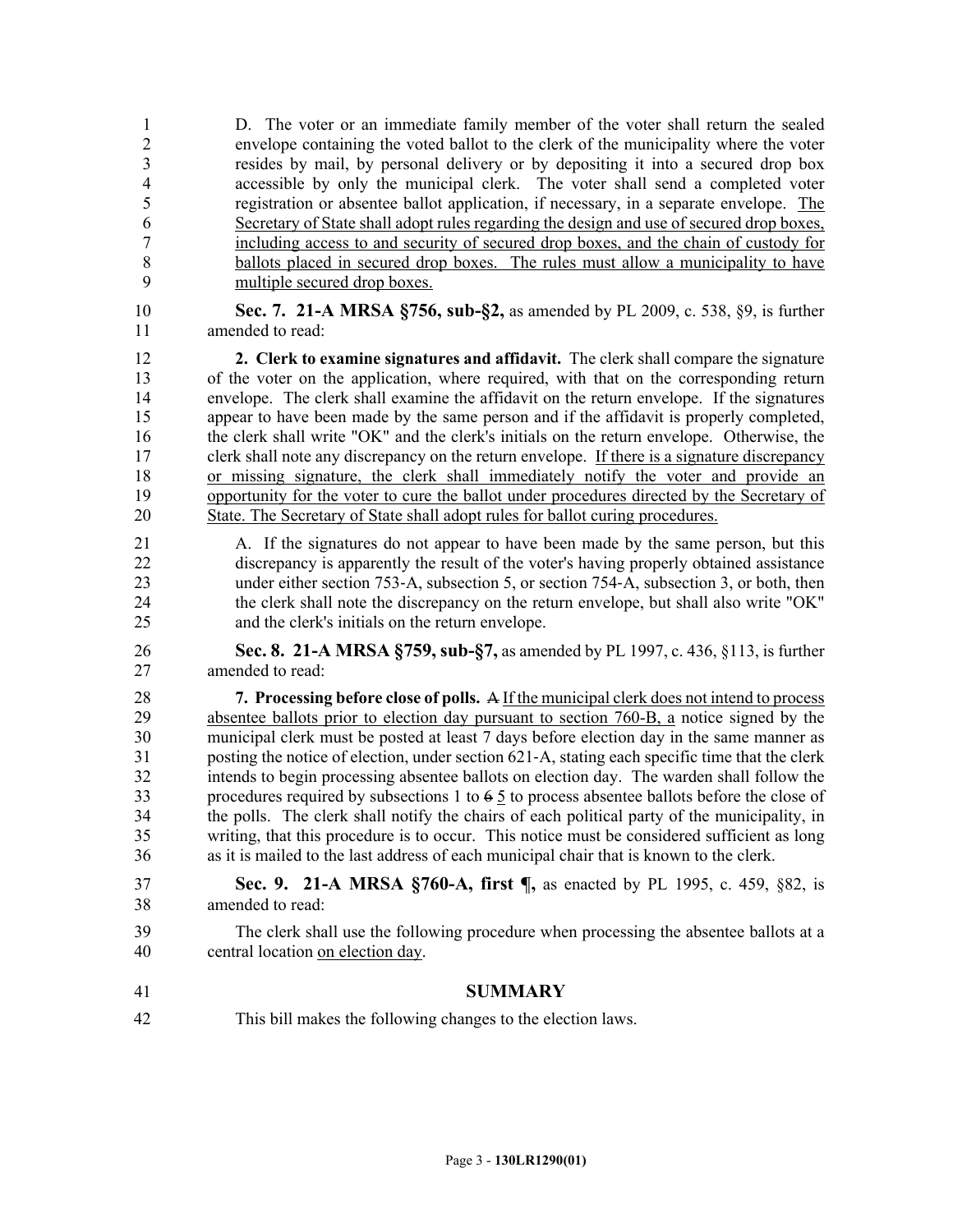D. The voter or an immediate family member of the voter shall return the sealed envelope containing the voted ballot to the clerk of the municipality where the voter resides by mail, by personal delivery or by depositing it into a secured drop box accessible by only the municipal clerk. The voter shall send a completed voter registration or absentee ballot application, if necessary, in a separate envelope. The Secretary of State shall adopt rules regarding the design and use of secured drop boxes, including access to and security of secured drop boxes, and the chain of custody for ballots placed in secured drop boxes. The rules must allow a municipality to have multiple secured drop boxes.

**Sec. 7. 21-A MRSA §756, sub-§2,** as amended by PL 2009, c. 538, §9, is further amended to read:

**2. Clerk to examine signatures and affidavit.** The clerk shall compare the signature of the voter on the application, where required, with that on the corresponding return envelope. The clerk shall examine the affidavit on the return envelope. If the signatures appear to have been made by the same person and if the affidavit is properly completed, the clerk shall write "OK" and the clerk's initials on the return envelope. Otherwise, the clerk shall note any discrepancy on the return envelope. If there is a signature discrepancy or missing signature, the clerk shall immediately notify the voter and provide an opportunity for the voter to cure the ballot under procedures directed by the Secretary of State. The Secretary of State shall adopt rules for ballot curing procedures.

A. If the signatures do not appear to have been made by the same person, but this discrepancy is apparently the result of the voter's having properly obtained assistance under either section 753-A, subsection 5, or section 754-A, subsection 3, or both, then the clerk shall note the discrepancy on the return envelope, but shall also write "OK" and the clerk's initials on the return envelope.

**Sec. 8. 21-A MRSA §759, sub-§7,** as amended by PL 1997, c. 436, §113, is further amended to read:

**7. Processing before close of polls.** ~~A~~ If the municipal clerk does not intend to process absentee ballots prior to election day pursuant to section 760-B, a notice signed by the municipal clerk must be posted at least 7 days before election day in the same manner as posting the notice of election, under section 621-A, stating each specific time that the clerk intends to begin processing absentee ballots on election day. The warden shall follow the procedures required by subsections 1 to ~~6~~ 5 to process absentee ballots before the close of the polls. The clerk shall notify the chairs of each political party of the municipality, in writing, that this procedure is to occur. This notice must be considered sufficient as long as it is mailed to the last address of each municipal chair that is known to the clerk.

**Sec. 9. 21-A MRSA §760-A, first ¶,** as enacted by PL 1995, c. 459, §82, is amended to read:

The clerk shall use the following procedure when processing the absentee ballots at a central location on election day.

## SUMMARY

This bill makes the following changes to the election laws.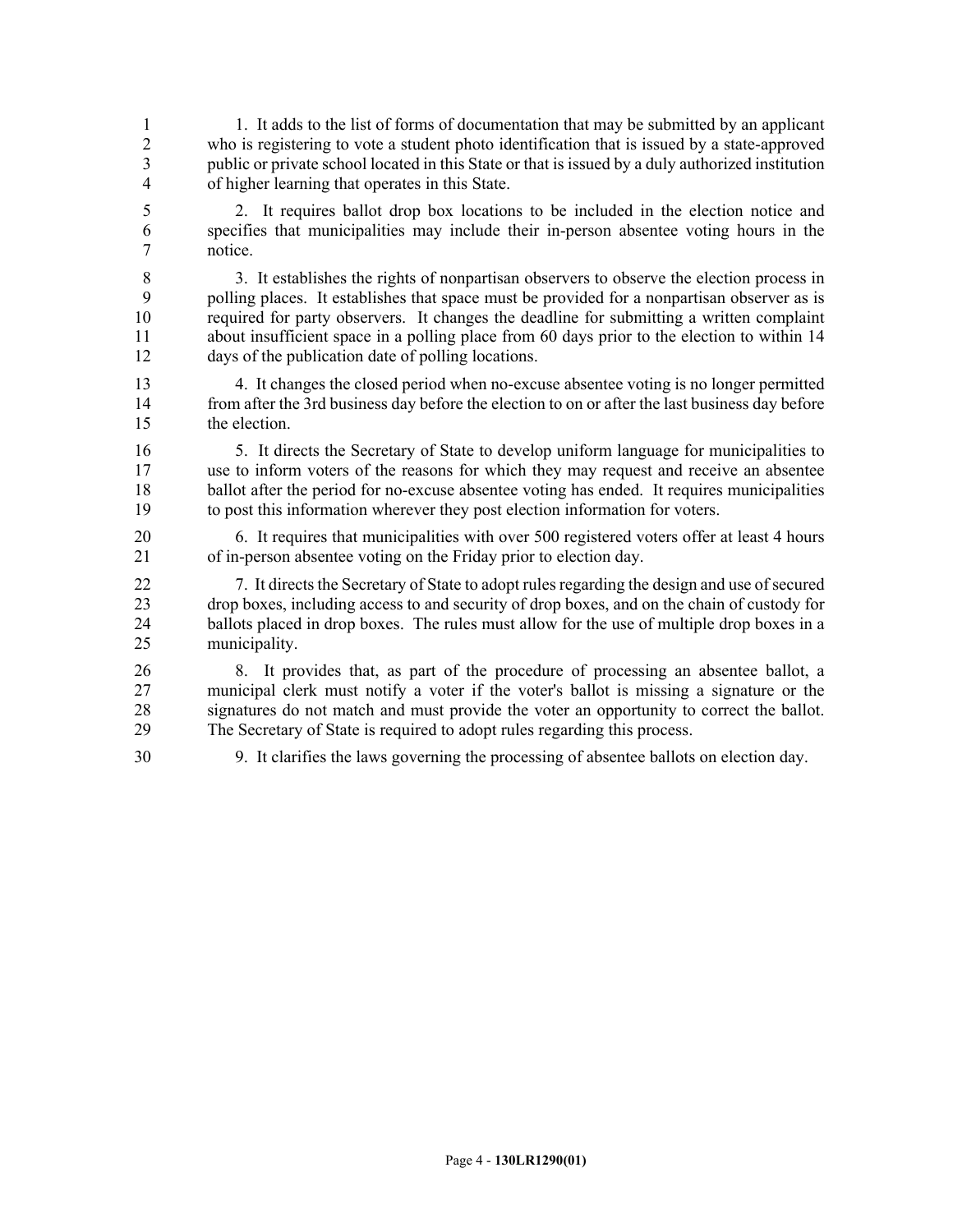1. It adds to the list of forms of documentation that may be submitted by an applicant who is registering to vote a student photo identification that is issued by a state-approved public or private school located in this State or that is issued by a duly authorized institution of higher learning that operates in this State.

2. It requires ballot drop box locations to be included in the election notice and specifies that municipalities may include their in-person absentee voting hours in the notice.

3. It establishes the rights of nonpartisan observers to observe the election process in polling places. It establishes that space must be provided for a nonpartisan observer as is required for party observers. It changes the deadline for submitting a written complaint about insufficient space in a polling place from 60 days prior to the election to within 14 days of the publication date of polling locations.

4. It changes the closed period when no-excuse absentee voting is no longer permitted from after the 3rd business day before the election to on or after the last business day before the election.

5. It directs the Secretary of State to develop uniform language for municipalities to use to inform voters of the reasons for which they may request and receive an absentee ballot after the period for no-excuse absentee voting has ended. It requires municipalities to post this information wherever they post election information for voters.

6. It requires that municipalities with over 500 registered voters offer at least 4 hours of in-person absentee voting on the Friday prior to election day.

7. It directs the Secretary of State to adopt rules regarding the design and use of secured drop boxes, including access to and security of drop boxes, and on the chain of custody for ballots placed in drop boxes. The rules must allow for the use of multiple drop boxes in a municipality.

8. It provides that, as part of the procedure of processing an absentee ballot, a municipal clerk must notify a voter if the voter's ballot is missing a signature or the signatures do not match and must provide the voter an opportunity to correct the ballot. The Secretary of State is required to adopt rules regarding this process.

9. It clarifies the laws governing the processing of absentee ballots on election day.